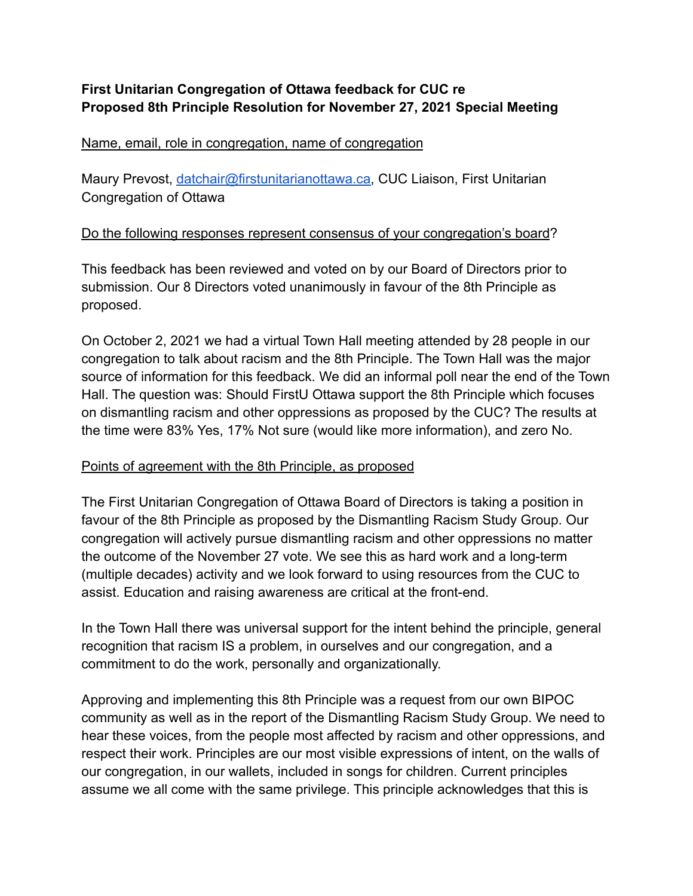**First Unitarian Congregation of Ottawa feedback for CUC re**
**Proposed 8th Principle Resolution for November 27, 2021 Special Meeting**

<u>Name, email, role in congregation, name of congregation</u>

Maury Prevost, [datchair@firstunitarianottawa.ca](mailto:datchair@firstunitarianottawa.ca), CUC Liaison, First Unitarian Congregation of Ottawa

<u>Do the following responses represent consensus of your congregation's board</u>?

This feedback has been reviewed and voted on by our Board of Directors prior to submission. Our 8 Directors voted unanimously in favour of the 8th Principle as proposed.

On October 2, 2021 we had a virtual Town Hall meeting attended by 28 people in our congregation to talk about racism and the 8th Principle. The Town Hall was the major source of information for this feedback. We did an informal poll near the end of the Town Hall. The question was: Should FirstU Ottawa support the 8th Principle which focuses on dismantling racism and other oppressions as proposed by the CUC? The results at the time were 83% Yes, 17% Not sure (would like more information), and zero No.

<u>Points of agreement with the 8th Principle, as proposed</u>

The First Unitarian Congregation of Ottawa Board of Directors is taking a position in favour of the 8th Principle as proposed by the Dismantling Racism Study Group. Our congregation will actively pursue dismantling racism and other oppressions no matter the outcome of the November 27 vote. We see this as hard work and a long-term (multiple decades) activity and we look forward to using resources from the CUC to assist. Education and raising awareness are critical at the front-end.

In the Town Hall there was universal support for the intent behind the principle, general recognition that racism IS a problem, in ourselves and our congregation, and a commitment to do the work, personally and organizationally.

Approving and implementing this 8th Principle was a request from our own BIPOC community as well as in the report of the Dismantling Racism Study Group. We need to hear these voices, from the people most affected by racism and other oppressions, and respect their work. Principles are our most visible expressions of intent, on the walls of our congregation, in our wallets, included in songs for children. Current principles assume we all come with the same privilege. This principle acknowledges that this is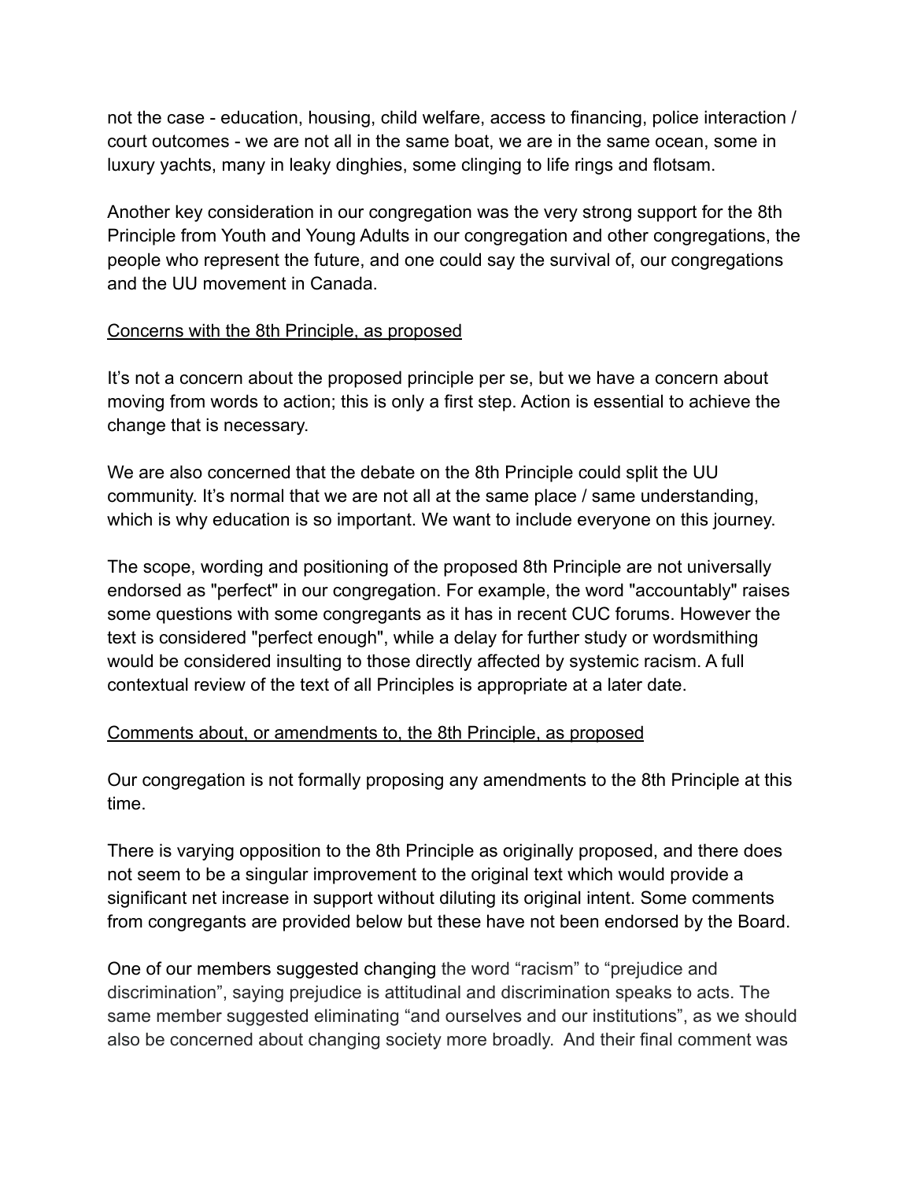not the case - education, housing, child welfare, access to financing, police interaction / court outcomes - we are not all in the same boat, we are in the same ocean, some in luxury yachts, many in leaky dinghies, some clinging to life rings and flotsam.

Another key consideration in our congregation was the very strong support for the 8th Principle from Youth and Young Adults in our congregation and other congregations, the people who represent the future, and one could say the survival of, our congregations and the UU movement in Canada.

<u>Concerns with the 8th Principle, as proposed</u>

It's not a concern about the proposed principle per se, but we have a concern about moving from words to action; this is only a first step. Action is essential to achieve the change that is necessary.

We are also concerned that the debate on the 8th Principle could split the UU community. It's normal that we are not all at the same place / same understanding, which is why education is so important. We want to include everyone on this journey.

The scope, wording and positioning of the proposed 8th Principle are not universally endorsed as "perfect" in our congregation. For example, the word "accountably" raises some questions with some congregants as it has in recent CUC forums. However the text is considered "perfect enough", while a delay for further study or wordsmithing would be considered insulting to those directly affected by systemic racism. A full contextual review of the text of all Principles is appropriate at a later date.

<u>Comments about, or amendments to, the 8th Principle, as proposed</u>

Our congregation is not formally proposing any amendments to the 8th Principle at this time.

There is varying opposition to the 8th Principle as originally proposed, and there does not seem to be a singular improvement to the original text which would provide a significant net increase in support without diluting its original intent. Some comments from congregants are provided below but these have not been endorsed by the Board.

One of our members suggested changing the word "racism" to "prejudice and discrimination", saying prejudice is attitudinal and discrimination speaks to acts. The same member suggested eliminating "and ourselves and our institutions", as we should also be concerned about changing society more broadly. And their final comment was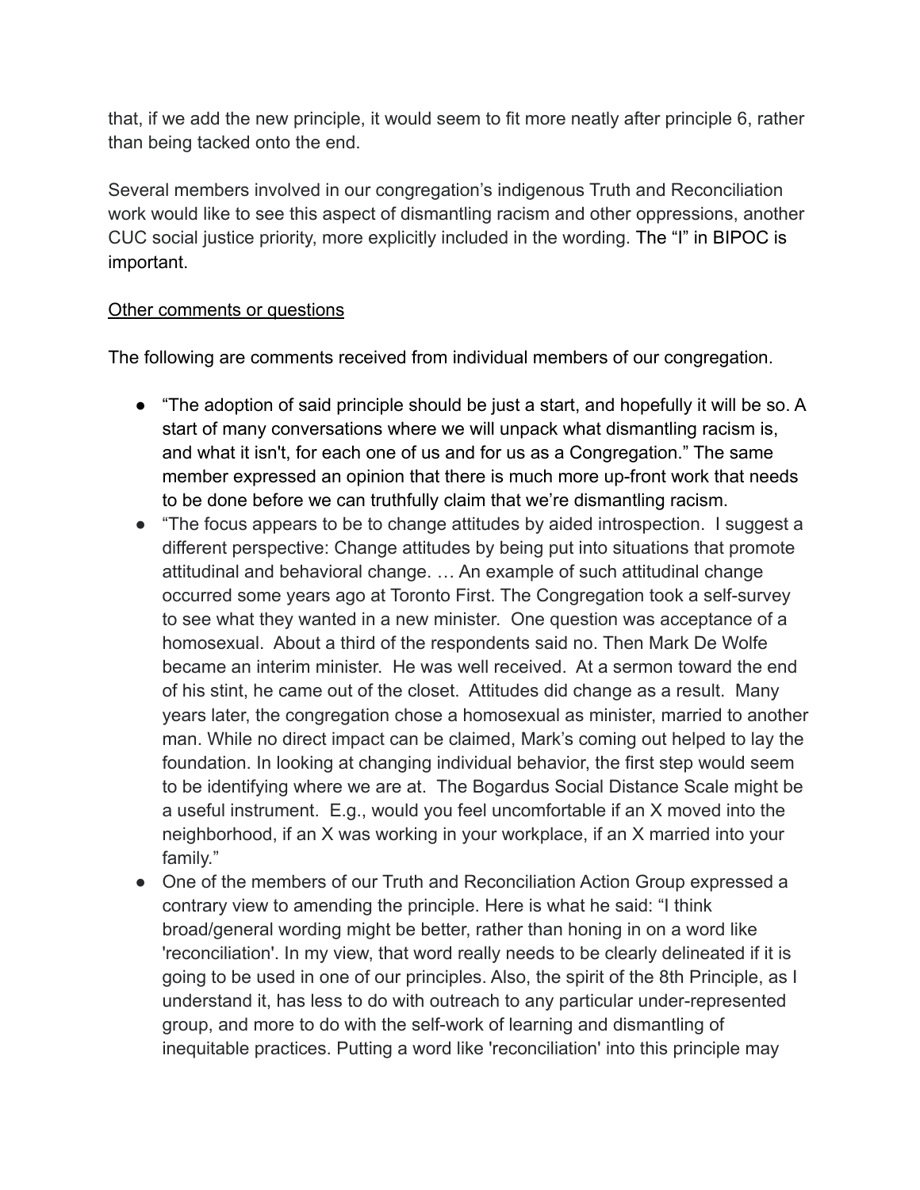that, if we add the new principle, it would seem to fit more neatly after principle 6, rather than being tacked onto the end.

Several members involved in our congregation's indigenous Truth and Reconciliation work would like to see this aspect of dismantling racism and other oppressions, another CUC social justice priority, more explicitly included in the wording. The "I" in BIPOC is important.

<u>Other comments or questions</u>

The following are comments received from individual members of our congregation.

- "The adoption of said principle should be just a start, and hopefully it will be so. A start of many conversations where we will unpack what dismantling racism is, and what it isn't, for each one of us and for us as a Congregation." The same member expressed an opinion that there is much more up-front work that needs to be done before we can truthfully claim that we're dismantling racism.
- "The focus appears to be to change attitudes by aided introspection. I suggest a different perspective: Change attitudes by being put into situations that promote attitudinal and behavioral change. … An example of such attitudinal change occurred some years ago at Toronto First. The Congregation took a self-survey to see what they wanted in a new minister. One question was acceptance of a homosexual. About a third of the respondents said no. Then Mark De Wolfe became an interim minister. He was well received. At a sermon toward the end of his stint, he came out of the closet. Attitudes did change as a result. Many years later, the congregation chose a homosexual as minister, married to another man. While no direct impact can be claimed, Mark's coming out helped to lay the foundation. In looking at changing individual behavior, the first step would seem to be identifying where we are at. The Bogardus Social Distance Scale might be a useful instrument. E.g., would you feel uncomfortable if an X moved into the neighborhood, if an X was working in your workplace, if an X married into your family."
- One of the members of our Truth and Reconciliation Action Group expressed a contrary view to amending the principle. Here is what he said: "I think broad/general wording might be better, rather than honing in on a word like 'reconciliation'. In my view, that word really needs to be clearly delineated if it is going to be used in one of our principles. Also, the spirit of the 8th Principle, as I understand it, has less to do with outreach to any particular under-represented group, and more to do with the self-work of learning and dismantling of inequitable practices. Putting a word like 'reconciliation' into this principle may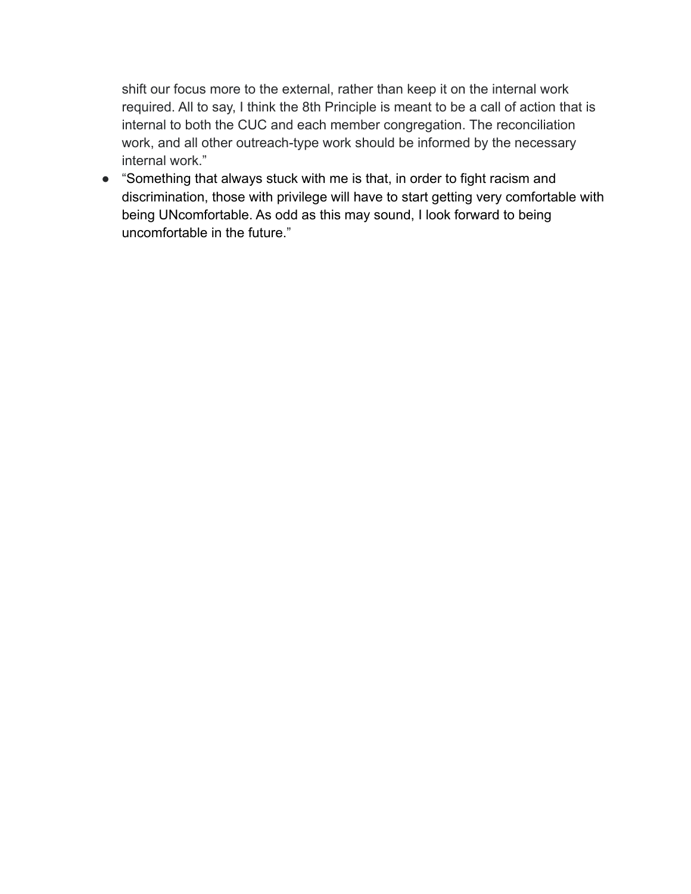shift our focus more to the external, rather than keep it on the internal work required. All to say, I think the 8th Principle is meant to be a call of action that is internal to both the CUC and each member congregation. The reconciliation work, and all other outreach-type work should be informed by the necessary internal work."

- "Something that always stuck with me is that, in order to fight racism and discrimination, those with privilege will have to start getting very comfortable with being UNcomfortable. As odd as this may sound, I look forward to being uncomfortable in the future."